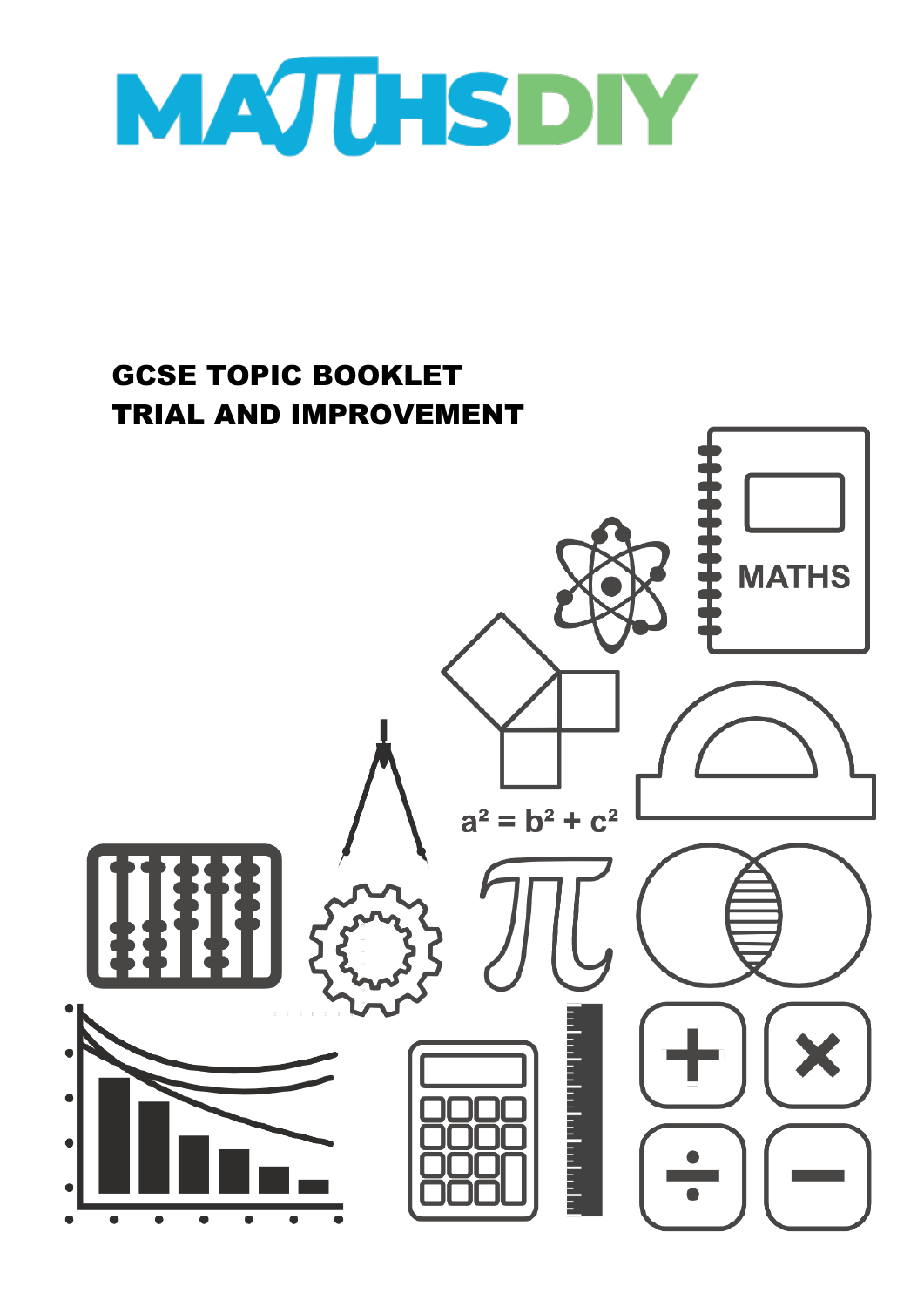# MATHSDIY

## GCSE TOPIC BOOKLET
## TRIAL AND IMPROVEMENT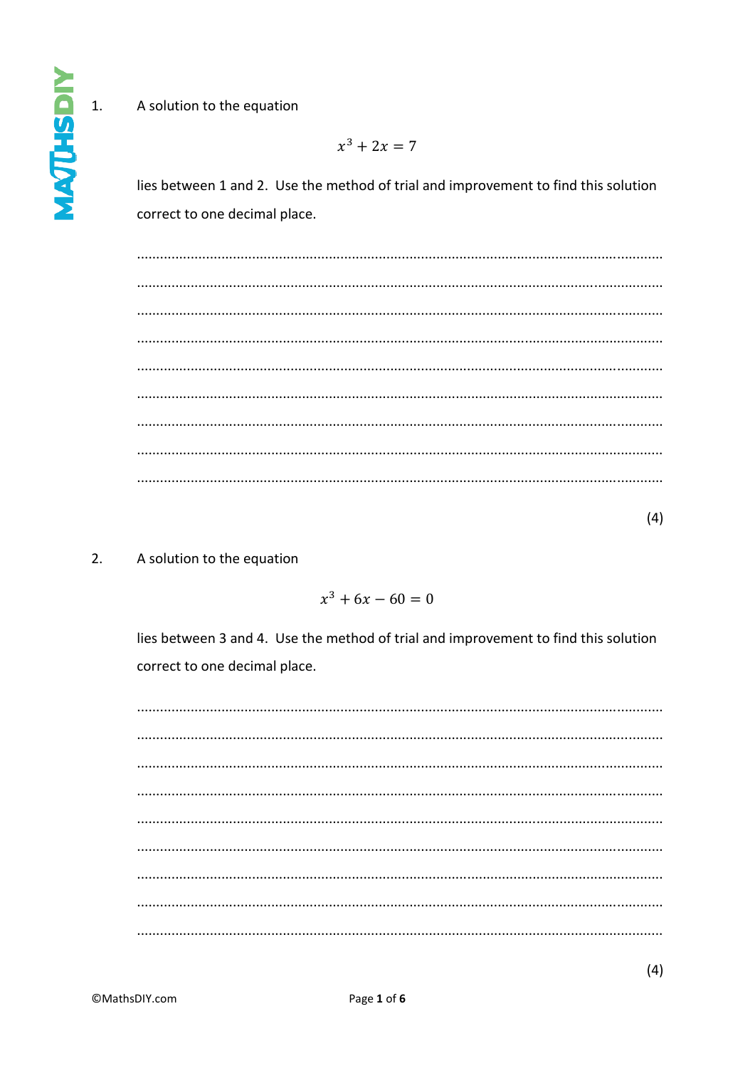1. A solution to the equation

$$x^3 + 2x = 7$$

lies between 1 and 2. Use the method of trial and improvement to find this solution correct to one decimal place.

..................................................................................................................................................

..................................................................................................................................................

..................................................................................................................................................

..................................................................................................................................................

..................................................................................................................................................

..................................................................................................................................................

..................................................................................................................................................

..................................................................................................................................................

..................................................................................................................................................

(4)

2. A solution to the equation

$$x^3 + 6x - 60 = 0$$

lies between 3 and 4. Use the method of trial and improvement to find this solution correct to one decimal place.

..................................................................................................................................................

..................................................................................................................................................

..................................................................................................................................................

..................................................................................................................................................

..................................................................................................................................................

..................................................................................................................................................

..................................................................................................................................................

..................................................................................................................................................

..................................................................................................................................................

(4)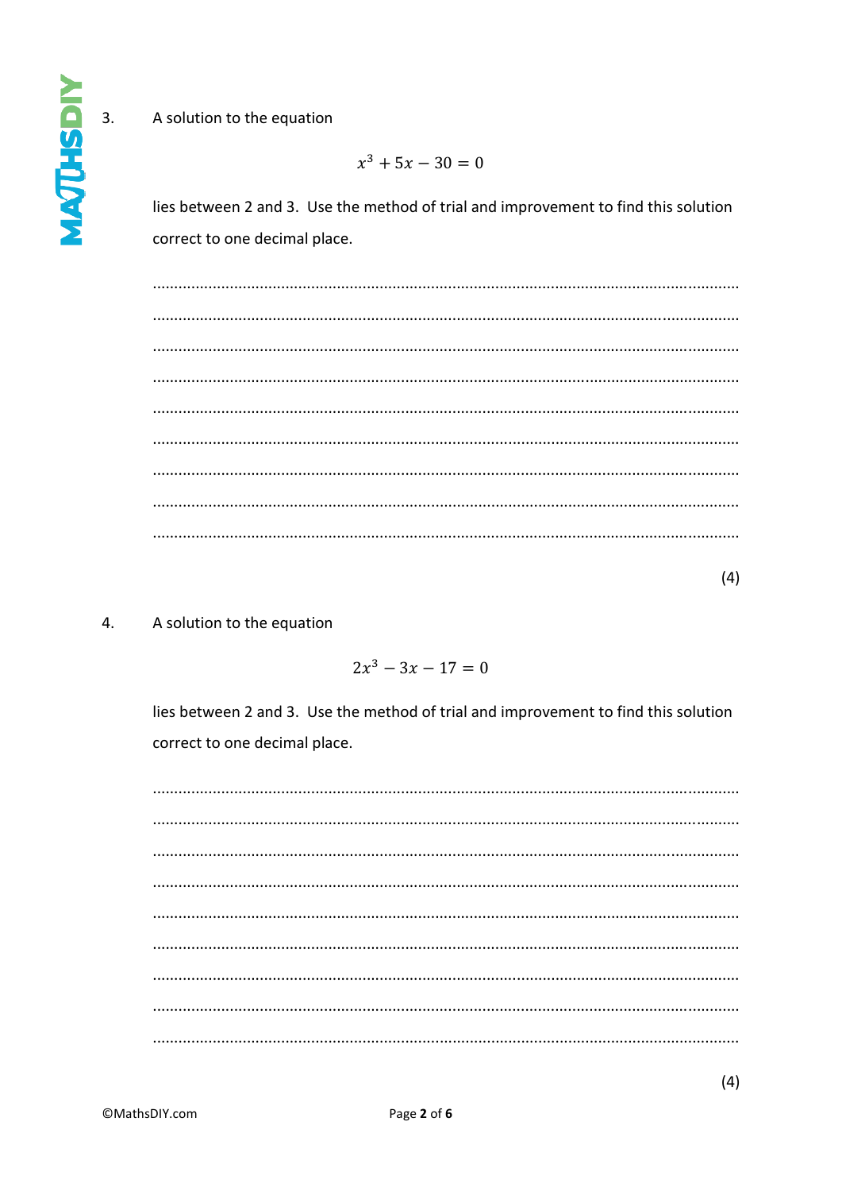3. A solution to the equation

$$x^3 + 5x - 30 = 0$$

lies between 2 and 3. Use the method of trial and improvement to find this solution correct to one decimal place.

..........................................................................................................................................

..........................................................................................................................................

..........................................................................................................................................

..........................................................................................................................................

..........................................................................................................................................

..........................................................................................................................................

..........................................................................................................................................

..........................................................................................................................................

..........................................................................................................................................

(4)

4. A solution to the equation

$$2x^3 - 3x - 17 = 0$$

lies between 2 and 3. Use the method of trial and improvement to find this solution correct to one decimal place.

..........................................................................................................................................

..........................................................................................................................................

..........................................................................................................................................

..........................................................................................................................................

..........................................................................................................................................

..........................................................................................................................................

..........................................................................................................................................

..........................................................................................................................................

..........................................................................................................................................

(4)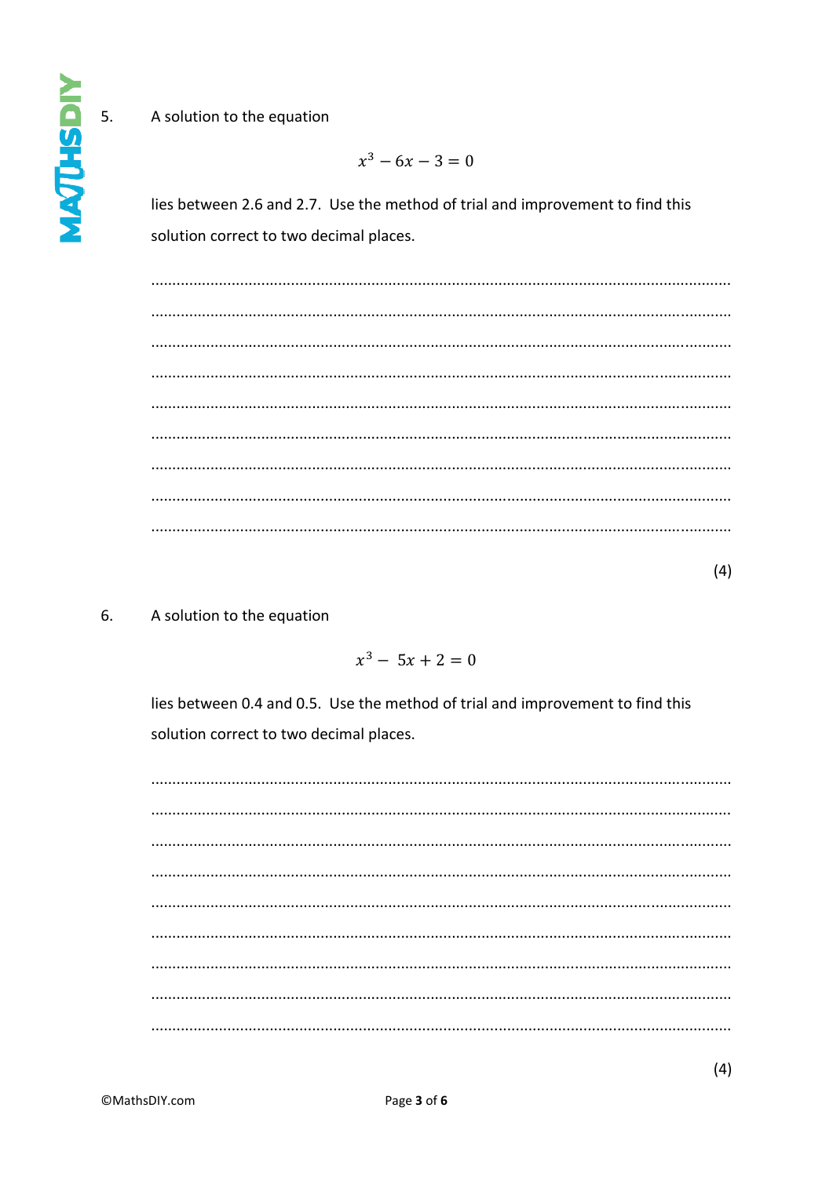5. A solution to the equation

$$x^3 - 6x - 3 = 0$$

lies between 2.6 and 2.7. Use the method of trial and improvement to find this solution correct to two decimal places.

.......................................................................................................................................

.......................................................................................................................................

.......................................................................................................................................

.......................................................................................................................................

.......................................................................................................................................

.......................................................................................................................................

.......................................................................................................................................

.......................................................................................................................................

.......................................................................................................................................

(4)

6. A solution to the equation

$$x^3 - 5x + 2 = 0$$

lies between 0.4 and 0.5. Use the method of trial and improvement to find this solution correct to two decimal places.

.......................................................................................................................................

.......................................................................................................................................

.......................................................................................................................................

.......................................................................................................................................

.......................................................................................................................................

.......................................................................................................................................

.......................................................................................................................................

.......................................................................................................................................

.......................................................................................................................................

(4)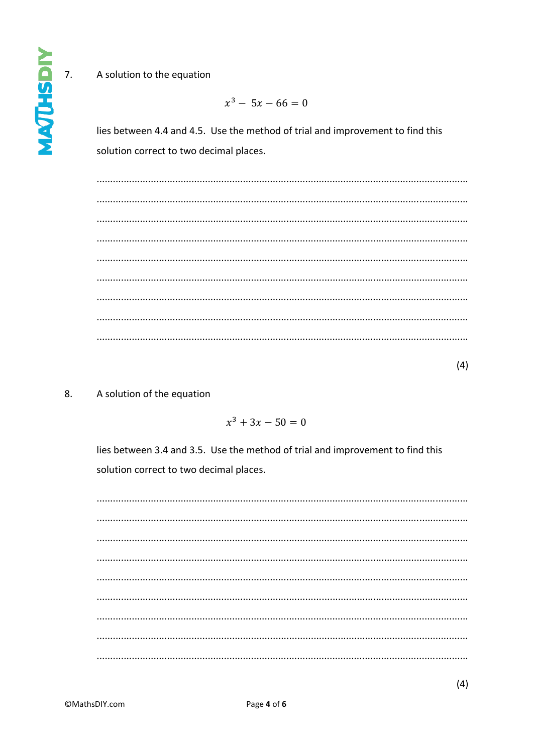7. A solution to the equation

$$x^3 - 5x - 66 = 0$$

lies between 4.4 and 4.5. Use the method of trial and improvement to find this solution correct to two decimal places.

..............................................................................................................................................

..............................................................................................................................................

..............................................................................................................................................

..............................................................................................................................................

..............................................................................................................................................

..............................................................................................................................................

..............................................................................................................................................

..............................................................................................................................................

..............................................................................................................................................

(4)

8. A solution of the equation

$$x^3 + 3x - 50 = 0$$

lies between 3.4 and 3.5. Use the method of trial and improvement to find this solution correct to two decimal places.

..............................................................................................................................................

..............................................................................................................................................

..............................................................................................................................................

..............................................................................................................................................

..............................................................................................................................................

..............................................................................................................................................

..............................................................................................................................................

..............................................................................................................................................

..............................................................................................................................................

(4)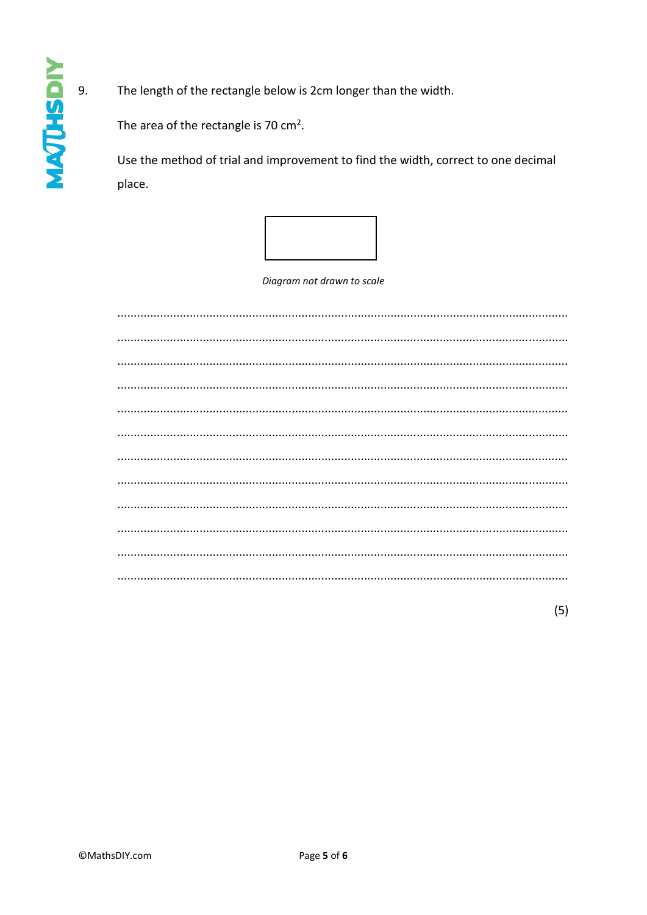9. The length of the rectangle below is 2cm longer than the width.

   The area of the rectangle is 70 $cm^2$.

   Use the method of trial and improvement to find the width, correct to one decimal place.

*Diagram not drawn to scale*

.......................................................................................................................................

.......................................................................................................................................

.......................................................................................................................................

.......................................................................................................................................

.......................................................................................................................................

.......................................................................................................................................

.......................................................................................................................................

.......................................................................................................................................

.......................................................................................................................................

.......................................................................................................................................

.......................................................................................................................................

.......................................................................................................................................

(5)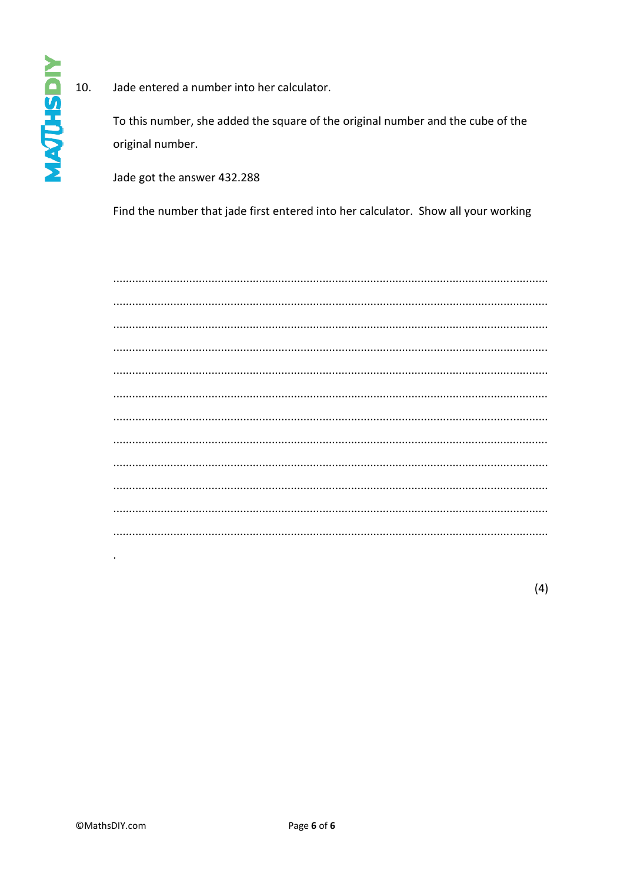10. Jade entered a number into her calculator.

To this number, she added the square of the original number and the cube of the original number.

Jade got the answer 432.288

Find the number that jade first entered into her calculator. Show all your working

........................................................................................................................................

........................................................................................................................................

........................................................................................................................................

........................................................................................................................................

........................................................................................................................................

........................................................................................................................................

........................................................................................................................................

........................................................................................................................................

........................................................................................................................................

........................................................................................................................................

........................................................................................................................................

........................................................................................................................................

.

(4)